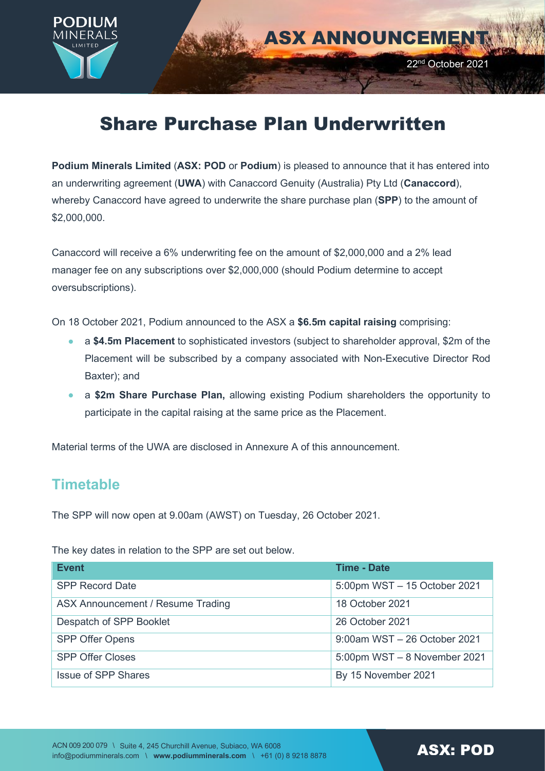# ASX ANNOUNCEMENT

22nd October 2021

# Share Purchase Plan Underwritten

**Podium Minerals Limited** (**ASX: POD** or **Podium**) is pleased to announce that it has entered into an underwriting agreement (**UWA**) with Canaccord Genuity (Australia) Pty Ltd (**Canaccord**), whereby Canaccord have agreed to underwrite the share purchase plan (**SPP**) to the amount of $2,000,000.

Canaccord will receive a 6% underwriting fee on the amount of $2,000,000 and a 2% lead manager fee on any subscriptions over $2,000,000 (should Podium determine to accept oversubscriptions).

On 18 October 2021, Podium announced to the ASX a **$6.5m capital raising** comprising:

- a **$4.5m Placement** to sophisticated investors (subject to shareholder approval, $2m of the Placement will be subscribed by a company associated with Non-Executive Director Rod Baxter); and
- a **$2m Share Purchase Plan,** allowing existing Podium shareholders the opportunity to participate in the capital raising at the same price as the Placement.

Material terms of the UWA are disclosed in Annexure A of this announcement.

## Timetable

The SPP will now open at 9.00am (AWST) on Tuesday, 26 October 2021.

The key dates in relation to the SPP are set out below.

| Event | Time - Date |
| --- | --- |
| SPP Record Date | 5:00pm WST – 15 October 2021 |
| ASX Announcement / Resume Trading | 18 October 2021 |
| Despatch of SPP Booklet | 26 October 2021 |
| SPP Offer Opens | 9:00am WST – 26 October 2021 |
| SPP Offer Closes | 5:00pm WST – 8 November 2021 |
| Issue of SPP Shares | By 15 November 2021 |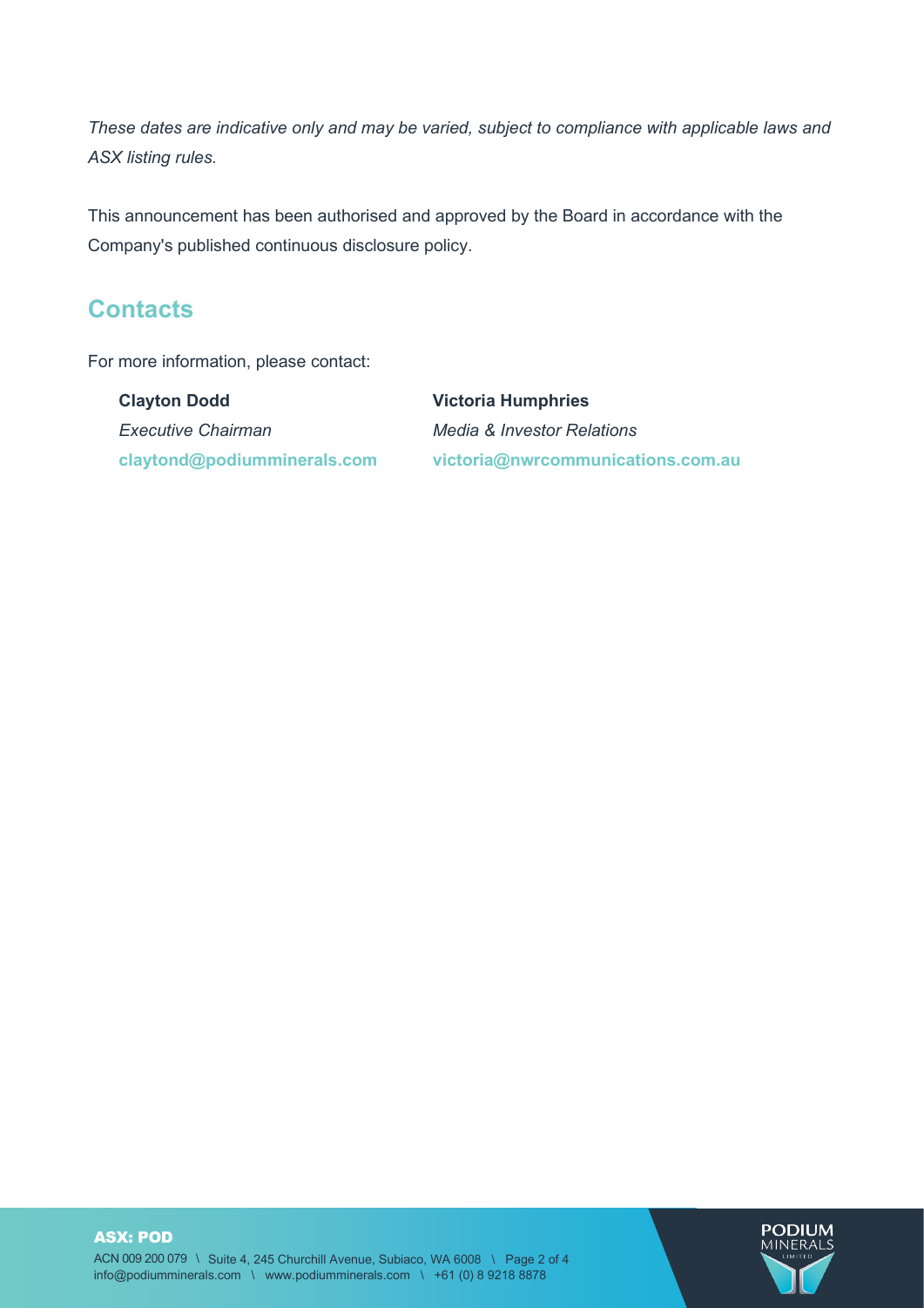*These dates are indicative only and may be varied, subject to compliance with applicable laws and ASX listing rules.*

This announcement has been authorised and approved by the Board in accordance with the Company's published continuous disclosure policy.

## Contacts

For more information, please contact:

**Clayton Dodd**
*Executive Chairman*
**claytond@podiumminerals.com**

**Victoria Humphries**
*Media & Investor Relations*
**victoria@nwrcommunications.com.au**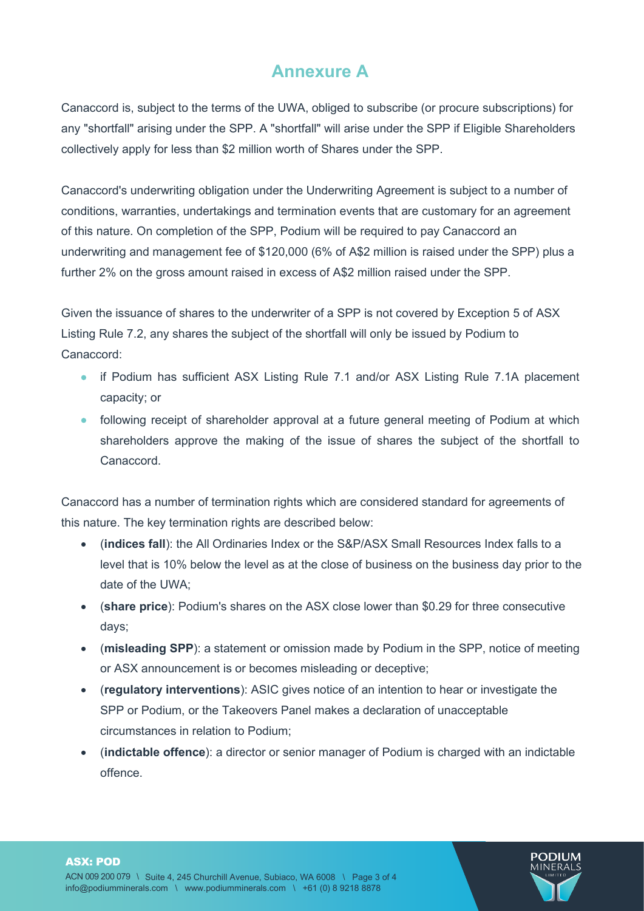# Annexure A

Canaccord is, subject to the terms of the UWA, obliged to subscribe (or procure subscriptions) for any "shortfall" arising under the SPP. A "shortfall" will arise under the SPP if Eligible Shareholders collectively apply for less than $2 million worth of Shares under the SPP.

Canaccord's underwriting obligation under the Underwriting Agreement is subject to a number of conditions, warranties, undertakings and termination events that are customary for an agreement of this nature. On completion of the SPP, Podium will be required to pay Canaccord an underwriting and management fee of $120,000 (6% of A$2 million is raised under the SPP) plus a further 2% on the gross amount raised in excess of A$2 million raised under the SPP.

Given the issuance of shares to the underwriter of a SPP is not covered by Exception 5 of ASX Listing Rule 7.2, any shares the subject of the shortfall will only be issued by Podium to Canaccord:

- if Podium has sufficient ASX Listing Rule 7.1 and/or ASX Listing Rule 7.1A placement capacity; or
- following receipt of shareholder approval at a future general meeting of Podium at which shareholders approve the making of the issue of shares the subject of the shortfall to Canaccord.

Canaccord has a number of termination rights which are considered standard for agreements of this nature. The key termination rights are described below:

- (**indices fall**): the All Ordinaries Index or the S&P/ASX Small Resources Index falls to a level that is 10% below the level as at the close of business on the business day prior to the date of the UWA;
- (**share price**): Podium's shares on the ASX close lower than $0.29 for three consecutive days;
- (**misleading SPP**): a statement or omission made by Podium in the SPP, notice of meeting or ASX announcement is or becomes misleading or deceptive;
- (**regulatory interventions**): ASIC gives notice of an intention to hear or investigate the SPP or Podium, or the Takeovers Panel makes a declaration of unacceptable circumstances in relation to Podium;
- (**indictable offence**): a director or senior manager of Podium is charged with an indictable offence.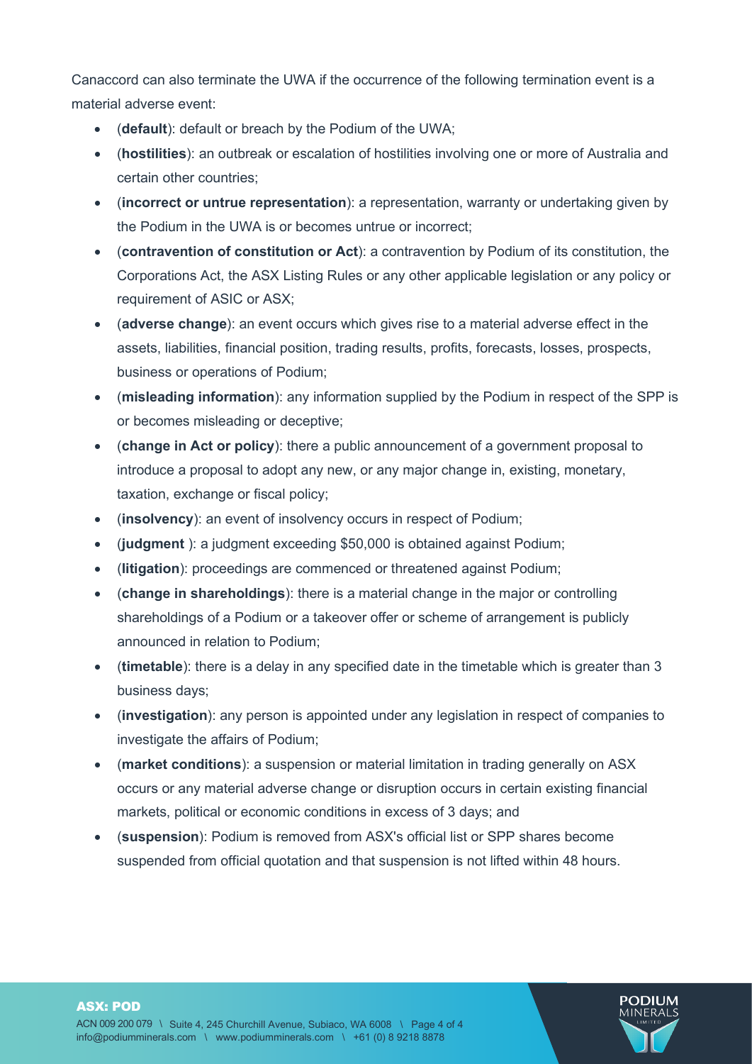Canaccord can also terminate the UWA if the occurrence of the following termination event is a material adverse event:

- (**default**): default or breach by the Podium of the UWA;
- (**hostilities**): an outbreak or escalation of hostilities involving one or more of Australia and certain other countries;
- (**incorrect or untrue representation**): a representation, warranty or undertaking given by the Podium in the UWA is or becomes untrue or incorrect;
- (**contravention of constitution or Act**): a contravention by Podium of its constitution, the Corporations Act, the ASX Listing Rules or any other applicable legislation or any policy or requirement of ASIC or ASX;
- (**adverse change**): an event occurs which gives rise to a material adverse effect in the assets, liabilities, financial position, trading results, profits, forecasts, losses, prospects, business or operations of Podium;
- (**misleading information**): any information supplied by the Podium in respect of the SPP is or becomes misleading or deceptive;
- (**change in Act or policy**): there a public announcement of a government proposal to introduce a proposal to adopt any new, or any major change in, existing, monetary, taxation, exchange or fiscal policy;
- (**insolvency**): an event of insolvency occurs in respect of Podium;
- (**judgment** ): a judgment exceeding $50,000 is obtained against Podium;
- (**litigation**): proceedings are commenced or threatened against Podium;
- (**change in shareholdings**): there is a material change in the major or controlling shareholdings of a Podium or a takeover offer or scheme of arrangement is publicly announced in relation to Podium;
- (**timetable**): there is a delay in any specified date in the timetable which is greater than 3 business days;
- (**investigation**): any person is appointed under any legislation in respect of companies to investigate the affairs of Podium;
- (**market conditions**): a suspension or material limitation in trading generally on ASX occurs or any material adverse change or disruption occurs in certain existing financial markets, political or economic conditions in excess of 3 days; and
- (**suspension**): Podium is removed from ASX's official list or SPP shares become suspended from official quotation and that suspension is not lifted within 48 hours.